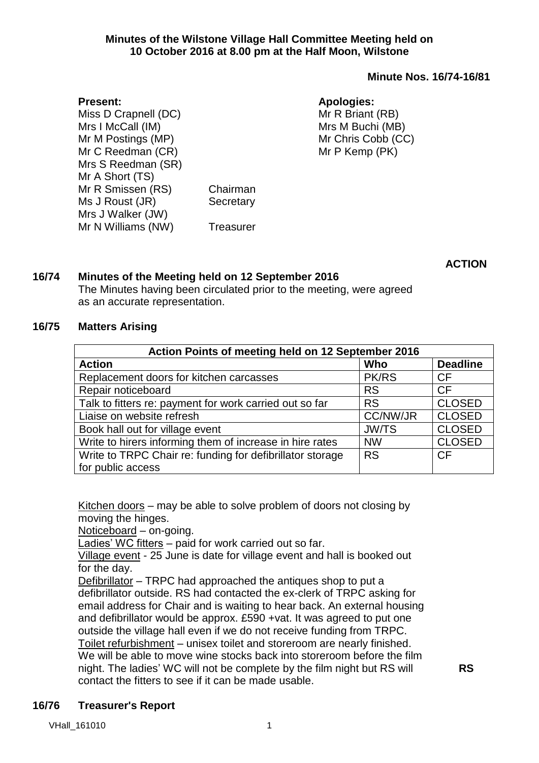**Minutes of the Wilstone Village Hall Committee Meeting held on 10 October 2016 at 8.00 pm at the Half Moon, Wilstone**

**Minute Nos. 16/74-16/81**

**Present:**
Miss D Crapnell (DC)
Mrs I McCall (IM)
Mr M Postings (MP)
Mr C Reedman (CR)
Mrs S Reedman (SR)
Mr A Short (TS)
Mr R Smissen (RS) Chairman
Ms J Roust (JR) Secretary
Mrs J Walker (JW)
Mr N Williams (NW) Treasurer

**Apologies:**
Mr R Briant (RB)
Mrs M Buchi (MB)
Mr Chris Cobb (CC)
Mr P Kemp (PK)

**ACTION**

**16/74 Minutes of the Meeting held on 12 September 2016**

The Minutes having been circulated prior to the meeting, were agreed as an accurate representation.

**16/75 Matters Arising**

| Action Points of meeting held on 12 September 2016 | | |
|---|---|---|
| **Action** | **Who** | **Deadline** |
| Replacement doors for kitchen carcasses | PK/RS | CF |
| Repair noticeboard | RS | CF |
| Talk to fitters re: payment for work carried out so far | RS | CLOSED |
| Liaise on website refresh | CC/NW/JR | CLOSED |
| Book hall out for village event | JW/TS | CLOSED |
| Write to hirers informing them of increase in hire rates | NW | CLOSED |
| Write to TRPC Chair re: funding for defibrillator storage for public access | RS | CF |

Kitchen doors – may be able to solve problem of doors not closing by moving the hinges.
Noticeboard – on-going.
Ladies' WC fitters – paid for work carried out so far.
Village event - 25 June is date for village event and hall is booked out for the day.
Defibrillator – TRPC had approached the antiques shop to put a defibrillator outside. RS had contacted the ex-clerk of TRPC asking for email address for Chair and is waiting to hear back. An external housing and defibrillator would be approx. £590 +vat. It was agreed to put one outside the village hall even if we do not receive funding from TRPC.
Toilet refurbishment – unisex toilet and storeroom are nearly finished. We will be able to move wine stocks back into storeroom before the film night. The ladies' WC will not be complete by the film night but RS will contact the fitters to see if it can be made usable. **RS**

**16/76 Treasurer's Report**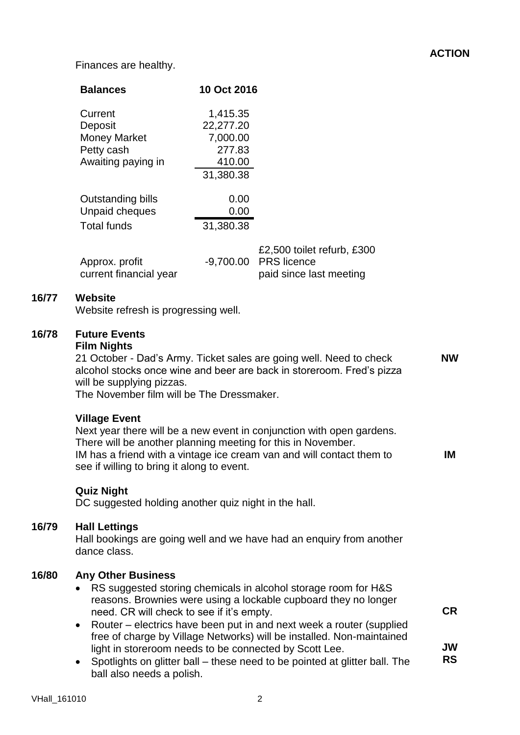**ACTION**

Finances are healthy.

| **Balances** | **10 Oct 2016** | |
|---|---|---|
| Current | 1,415.35 | |
| Deposit | 22,277.20 | |
| Money Market | 7,000.00 | |
| Petty cash | 277.83 | |
| Awaiting paying in | 410.00 | |
| | 31,380.38 | |
| Outstanding bills | 0.00 | |
| Unpaid cheques | 0.00 | |
| Total funds | 31,380.38 | |
| Approx. profit current financial year | -9,700.00 | £2,500 toilet refurb, £300 PRS licence paid since last meeting |

## 16/77 Website

Website refresh is progressing well.

## 16/78 Future Events

**Film Nights**

21 October - Dad's Army. Ticket sales are going well. Need to check alcohol stocks once wine and beer are back in storeroom. Fred's pizza will be supplying pizzas. — **NW**

The November film will be The Dressmaker.

**Village Event**

Next year there will be a new event in conjunction with open gardens. There will be another planning meeting for this in November.

IM has a friend with a vintage ice cream van and will contact them to see if willing to bring it along to event. — **IM**

**Quiz Night**

DC suggested holding another quiz night in the hall.

## 16/79 Hall Lettings

Hall bookings are going well and we have had an enquiry from another dance class.

## 16/80 Any Other Business

- RS suggested storing chemicals in alcohol storage room for H&S reasons. Brownies were using a lockable cupboard they no longer need. CR will check to see if it's empty. — **CR**
- Router – electrics have been put in and next week a router (supplied free of charge by Village Networks) will be installed. Non-maintained light in storeroom needs to be connected by Scott Lee. — **JW**
- Spotlights on glitter ball – these need to be pointed at glitter ball. The ball also needs a polish. — **RS**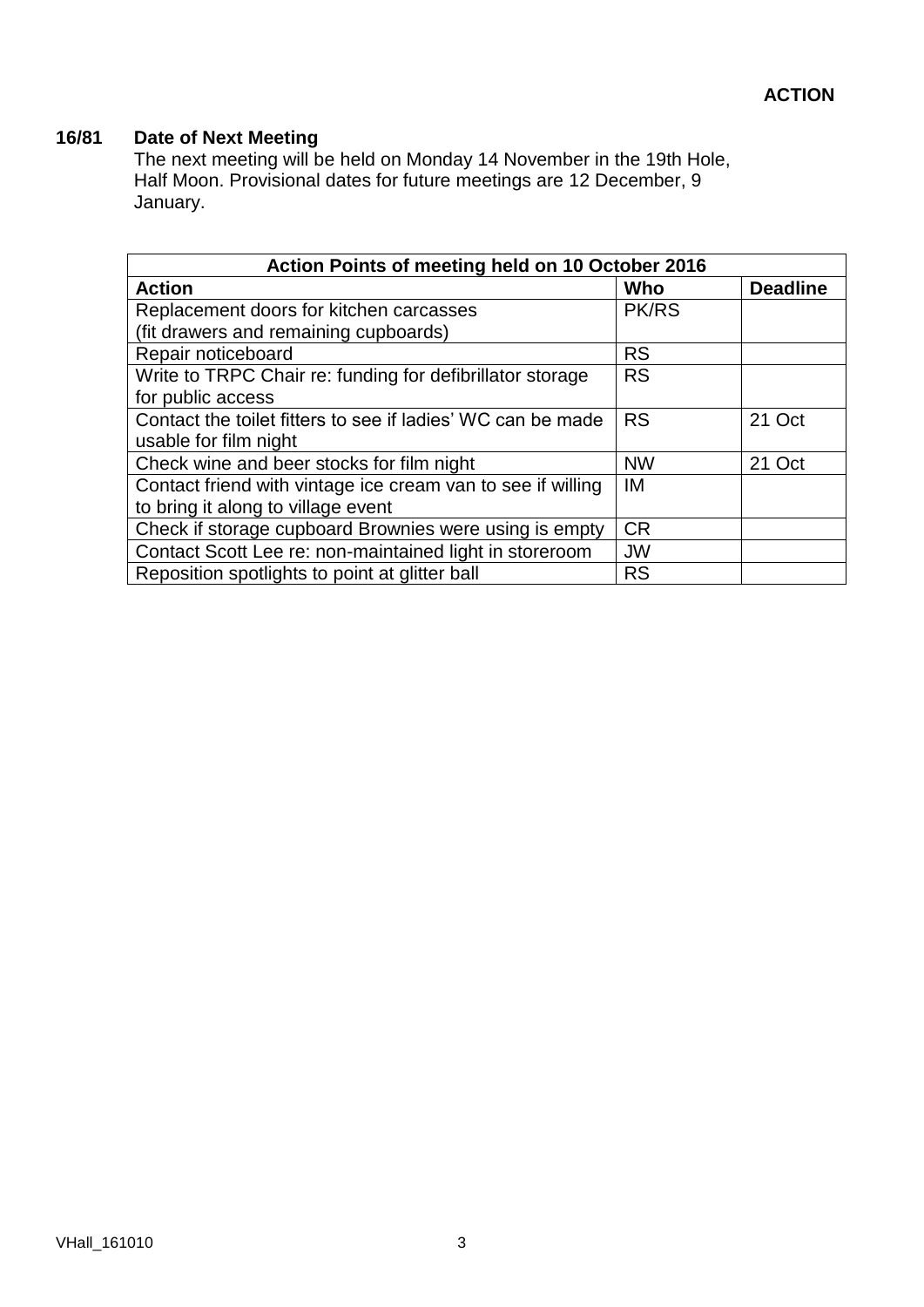**ACTION**

**16/81 Date of Next Meeting**

The next meeting will be held on Monday 14 November in the 19th Hole, Half Moon. Provisional dates for future meetings are 12 December, 9 January.

| Action Points of meeting held on 10 October 2016 | | |
|---|---|---|
| **Action** | **Who** | **Deadline** |
| Replacement doors for kitchen carcasses (fit drawers and remaining cupboards) | PK/RS | |
| Repair noticeboard | RS | |
| Write to TRPC Chair re: funding for defibrillator storage for public access | RS | |
| Contact the toilet fitters to see if ladies' WC can be made usable for film night | RS | 21 Oct |
| Check wine and beer stocks for film night | NW | 21 Oct |
| Contact friend with vintage ice cream van to see if willing to bring it along to village event | IM | |
| Check if storage cupboard Brownies were using is empty | CR | |
| Contact Scott Lee re: non-maintained light in storeroom | JW | |
| Reposition spotlights to point at glitter ball | RS | |